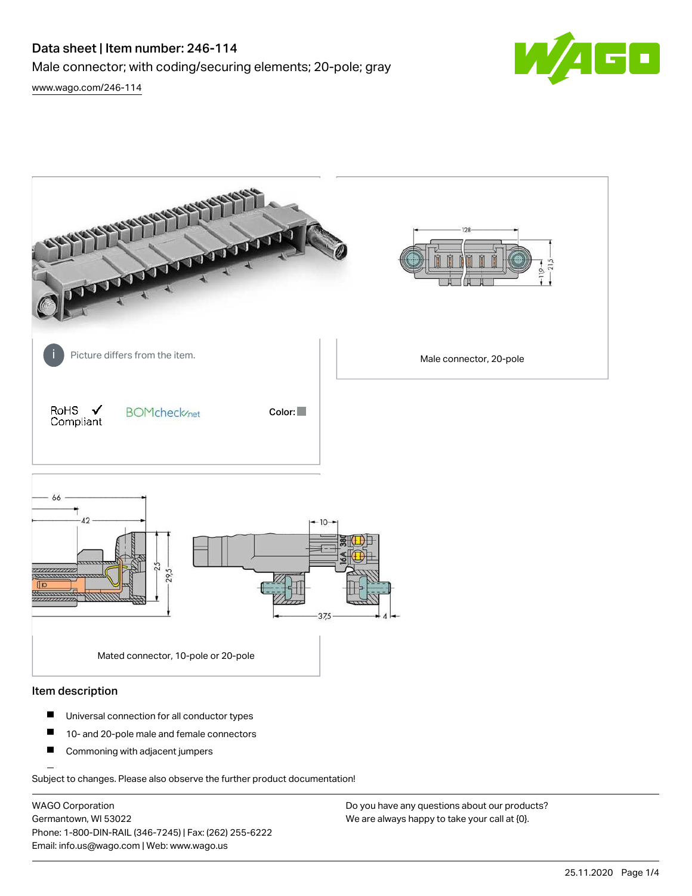# Data sheet | Item number: 246-114

Male connector; with coding/securing elements; 20-pole; gray

www.wago.com/246-114

Picture differs from the item.

Male connector, 20-pole

RoHS ✓ Compliant

BOMcheck.net

Color:

Mated connector, 10-pole or 20-pole

## Item description

- Universal connection for all conductor types
- 10- and 20-pole male and female connectors
- Commoning with adjacent jumpers

Subject to changes. Please also observe the further product documentation!

WAGO Corporation
Germantown, WI 53022
Phone: 1-800-DIN-RAIL (346-7245) | Fax: (262) 255-6222
Email: info.us@wago.com | Web: www.wago.us

Do you have any questions about our products?
We are always happy to take your call at {0}.

25.11.2020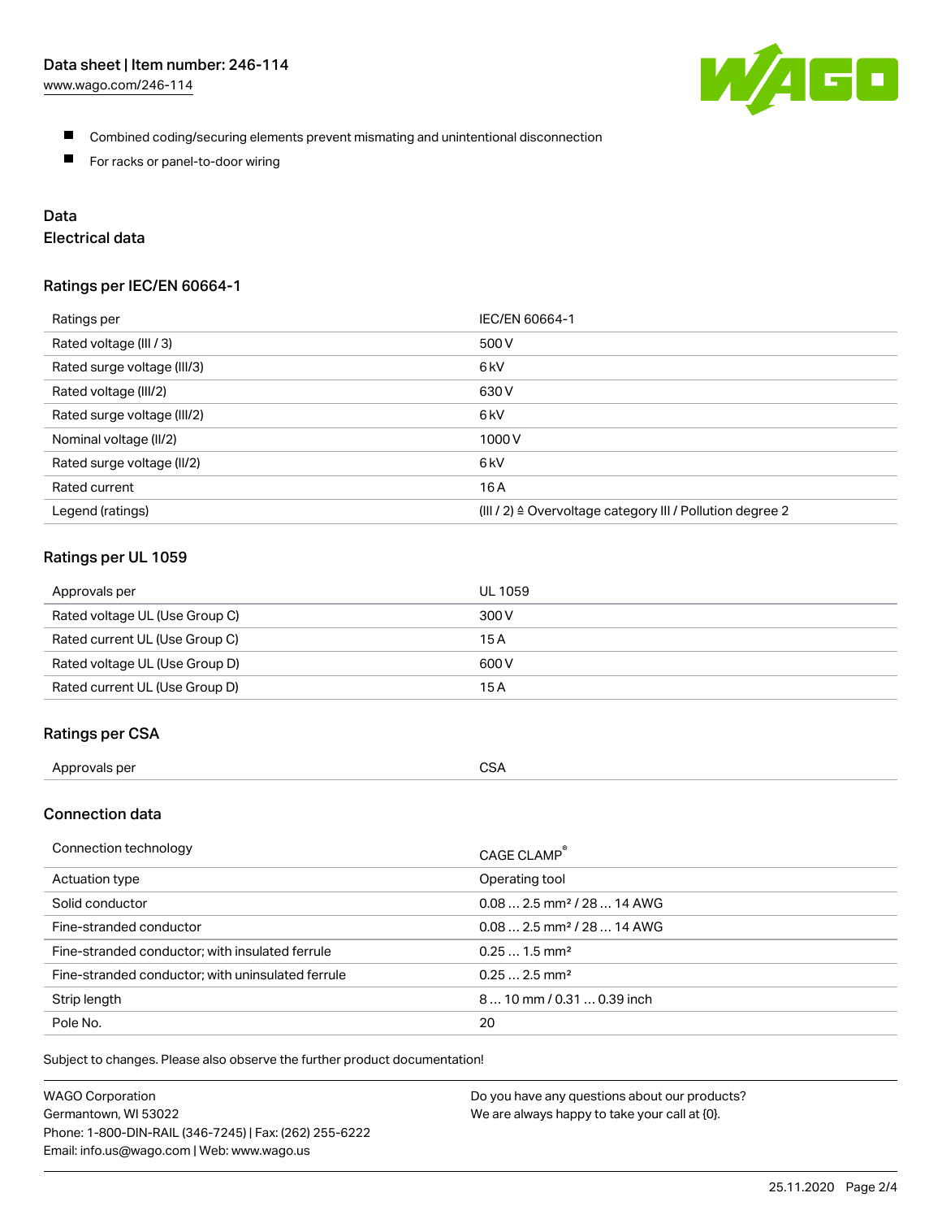- Combined coding/securing elements prevent mismating and unintentional disconnection
- For racks or panel-to-door wiring

## Data

### Electrical data

#### Ratings per IEC/EN 60664-1

| Ratings per | IEC/EN 60664-1 |
| --- | --- |
| Rated voltage (III / 3) | 500 V |
| Rated surge voltage (III/3) | 6 kV |
| Rated voltage (III/2) | 630 V |
| Rated surge voltage (III/2) | 6 kV |
| Nominal voltage (II/2) | 1000 V |
| Rated surge voltage (II/2) | 6 kV |
| Rated current | 16 A |
| Legend (ratings) | (III / 2) ≙ Overvoltage category III / Pollution degree 2 |

#### Ratings per UL 1059

| Approvals per | UL 1059 |
| --- | --- |
| Rated voltage UL (Use Group C) | 300 V |
| Rated current UL (Use Group C) | 15 A |
| Rated voltage UL (Use Group D) | 600 V |
| Rated current UL (Use Group D) | 15 A |

#### Ratings per CSA

| Approvals per | CSA |
| --- | --- |

### Connection data

| Connection technology | CAGE CLAMP® |
| --- | --- |
| Actuation type | Operating tool |
| Solid conductor | 0.08 … 2.5 mm² / 28 … 14 AWG |
| Fine-stranded conductor | 0.08 … 2.5 mm² / 28 … 14 AWG |
| Fine-stranded conductor; with insulated ferrule | 0.25 … 1.5 mm² |
| Fine-stranded conductor; with uninsulated ferrule | 0.25 … 2.5 mm² |
| Strip length | 8 … 10 mm / 0.31 … 0.39 inch |
| Pole No. | 20 |

Subject to changes. Please also observe the further product documentation!

WAGO Corporation
Germantown, WI 53022
Phone: 1-800-DIN-RAIL (346-7245) | Fax: (262) 255-6222
Email: info.us@wago.com | Web: www.wago.us

Do you have any questions about our products?
We are always happy to take your call at {0}.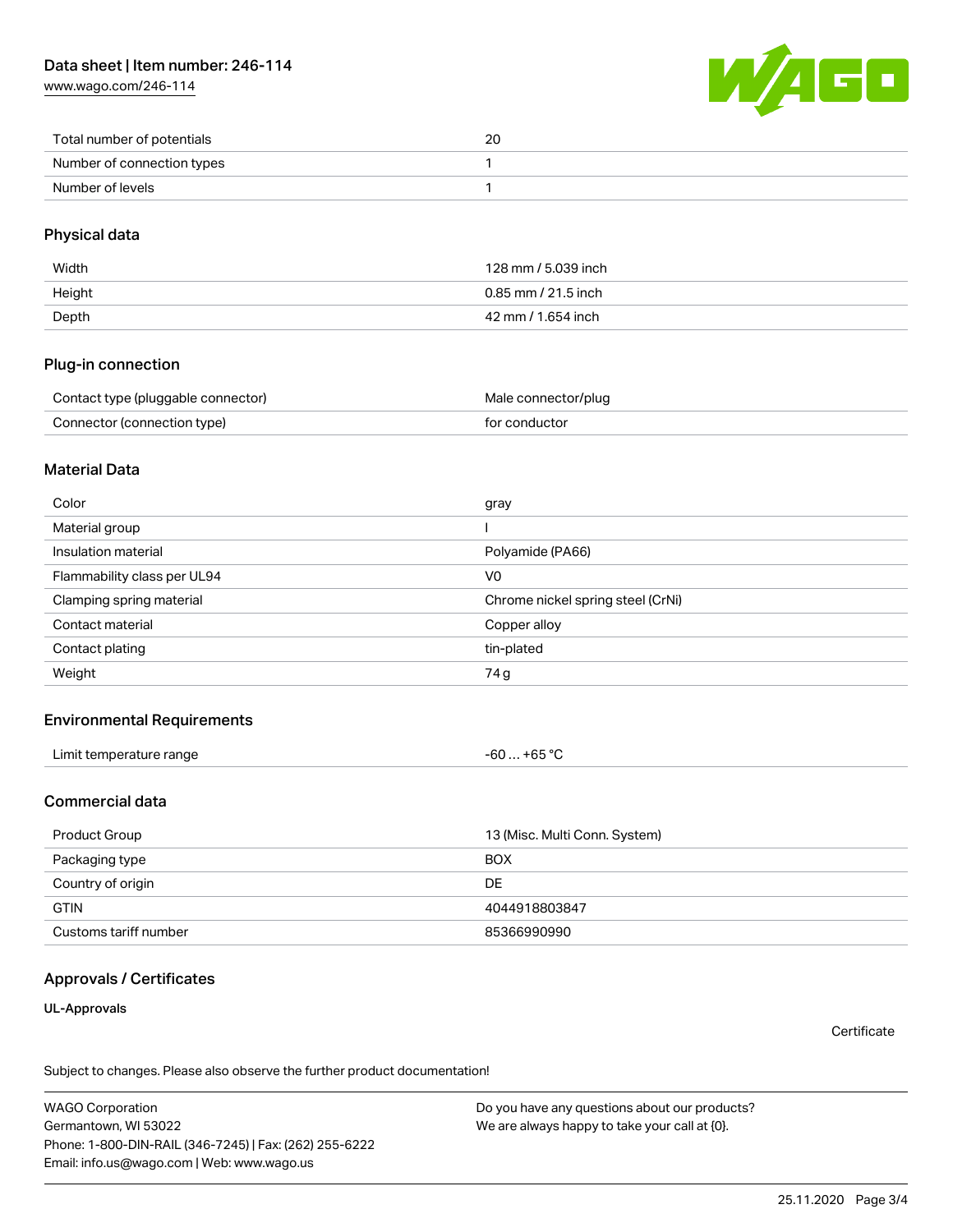| | |
|---|---|
| Total number of potentials | 20 |
| Number of connection types | 1 |
| Number of levels | 1 |

## Physical data

| | |
|---|---|
| Width | 128 mm / 5.039 inch |
| Height | 0.85 mm / 21.5 inch |
| Depth | 42 mm / 1.654 inch |

## Plug-in connection

| | |
|---|---|
| Contact type (pluggable connector) | Male connector/plug |
| Connector (connection type) | for conductor |

## Material Data

| | |
|---|---|
| Color | gray |
| Material group | I |
| Insulation material | Polyamide (PA66) |
| Flammability class per UL94 | V0 |
| Clamping spring material | Chrome nickel spring steel (CrNi) |
| Contact material | Copper alloy |
| Contact plating | tin-plated |
| Weight | 74 g |

## Environmental Requirements

| | |
|---|---|
| Limit temperature range | -60 … +65 °C |

## Commercial data

| | |
|---|---|
| Product Group | 13 (Misc. Multi Conn. System) |
| Packaging type | BOX |
| Country of origin | DE |
| GTIN | 4044918803847 |
| Customs tariff number | 85366990990 |

## Approvals / Certificates

**UL-Approvals**

Certificate

Subject to changes. Please also observe the further product documentation!

WAGO Corporation
Germantown, WI 53022
Phone: 1-800-DIN-RAIL (346-7245) | Fax: (262) 255-6222
Email: info.us@wago.com | Web: www.wago.us

Do you have any questions about our products?
We are always happy to take your call at {0}.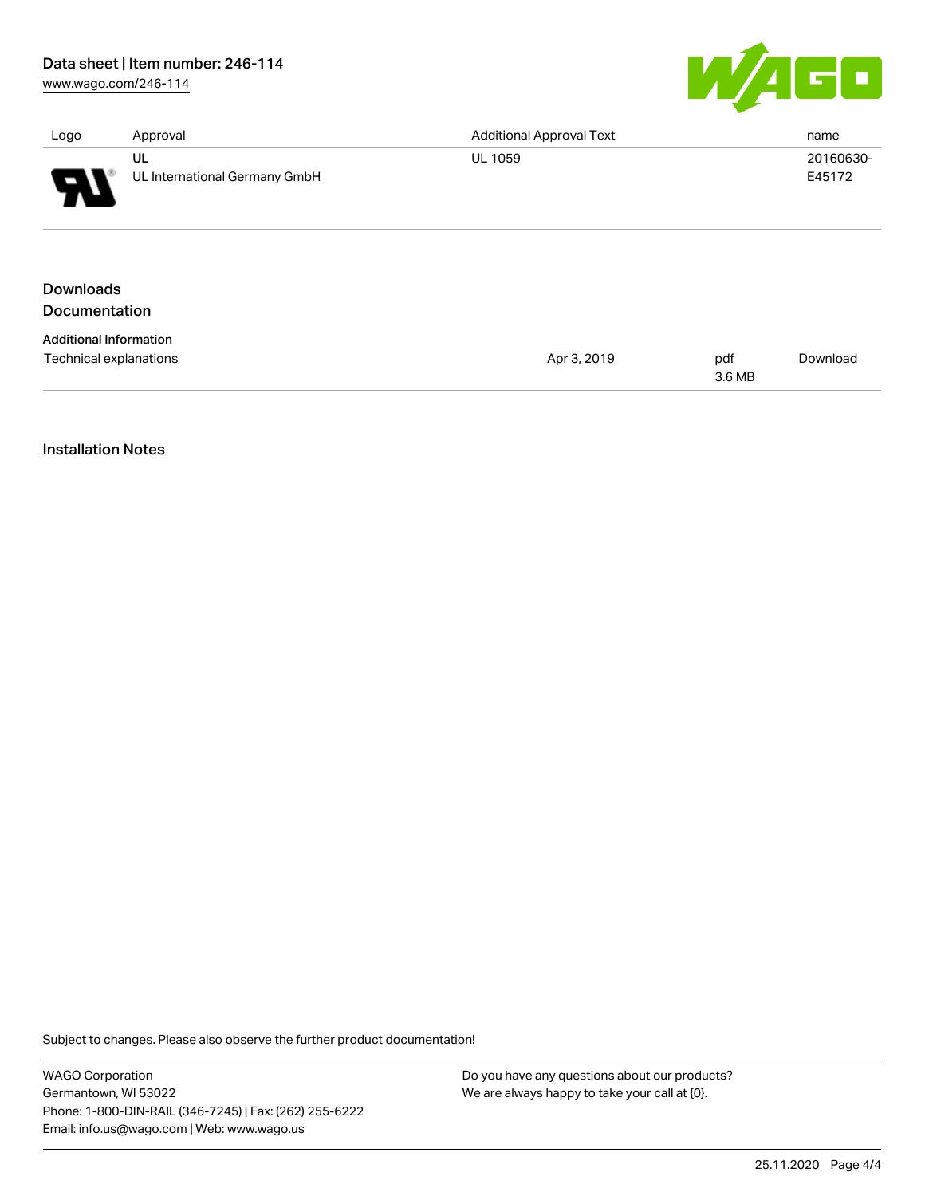| Logo | Approval | Additional Approval Text | name |
| --- | --- | --- | --- |
| | **UL**<br>UL International Germany GmbH | UL 1059 | 20160630-E45172 |

## Downloads

### Documentation

**Additional Information**

| | | | |
| --- | --- | --- | --- |
| Technical explanations | Apr 3, 2019 | pdf<br>3.6 MB | Download |

## Installation Notes

Subject to changes. Please also observe the further product documentation!

WAGO Corporation
Germantown, WI 53022
Phone: 1-800-DIN-RAIL (346-7245) | Fax: (262) 255-6222
Email: info.us@wago.com | Web: www.wago.us

Do you have any questions about our products?
We are always happy to take your call at {0}.